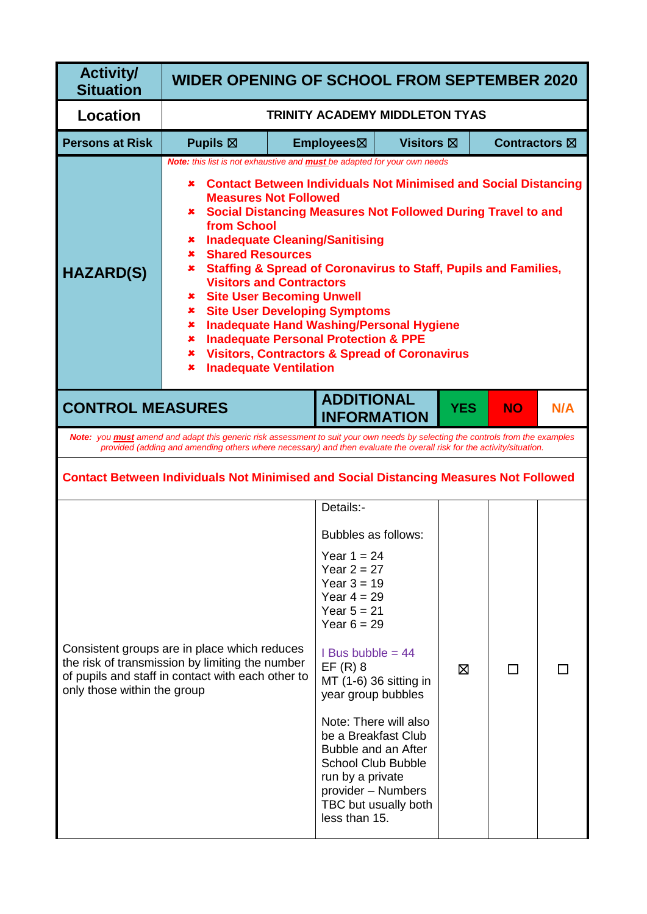| Activity/ Situation | WIDER OPENING OF SCHOOL FROM SEPTEMBER 2020 | | | |
|---|---|---|---|---|
| **Location** | **TRINITY ACADEMY MIDDLETON TYAS** | | | |
| **Persons at Risk** | **Pupils ☒** | **Employees☒** | **Visitors ☒** | **Contractors ☒** |

**HAZARD(S)**

*Note: this list is not exhaustive and **must** be adapted for your own needs*

- **Contact Between Individuals Not Minimised and Social Distancing Measures Not Followed**
- **Social Distancing Measures Not Followed During Travel to and from School**
- **Inadequate Cleaning/Sanitising**
- **Shared Resources**
- **Staffing & Spread of Coronavirus to Staff, Pupils and Families, Visitors and Contractors**
- **Site User Becoming Unwell**
- **Site User Developing Symptoms**
- **Inadequate Hand Washing/Personal Hygiene**
- **Inadequate Personal Protection & PPE**
- **Visitors, Contractors & Spread of Coronavirus**
- **Inadequate Ventilation**

| CONTROL MEASURES | ADDITIONAL INFORMATION | YES | NO | N/A |
|---|---|---|---|---|

*Note: you **must** amend and adapt this generic risk assessment to suit your own needs by selecting the controls from the examples provided (adding and amending others where necessary) and then evaluate the overall risk for the activity/situation.*

**Contact Between Individuals Not Minimised and Social Distancing Measures Not Followed**

| CONTROL MEASURES | ADDITIONAL INFORMATION | YES | NO | N/A |
|---|---|---|---|---|
| Consistent groups are in place which reduces the risk of transmission by limiting the number of pupils and staff in contact with each other to only those within the group | Details:-<br><br>Bubbles as follows:<br><br>Year 1 = 24<br>Year 2 = 27<br>Year 3 = 19<br>Year 4 = 29<br>Year 5 = 21<br>Year 6 = 29<br><br>I Bus bubble = 44<br>EF (R) 8<br>MT (1-6) 36 sitting in year group bubbles<br><br>Note: There will also be a Breakfast Club Bubble and an After School Club Bubble run by a private provider – Numbers TBC but usually both less than 15. | ☒ | ☐ | ☐ |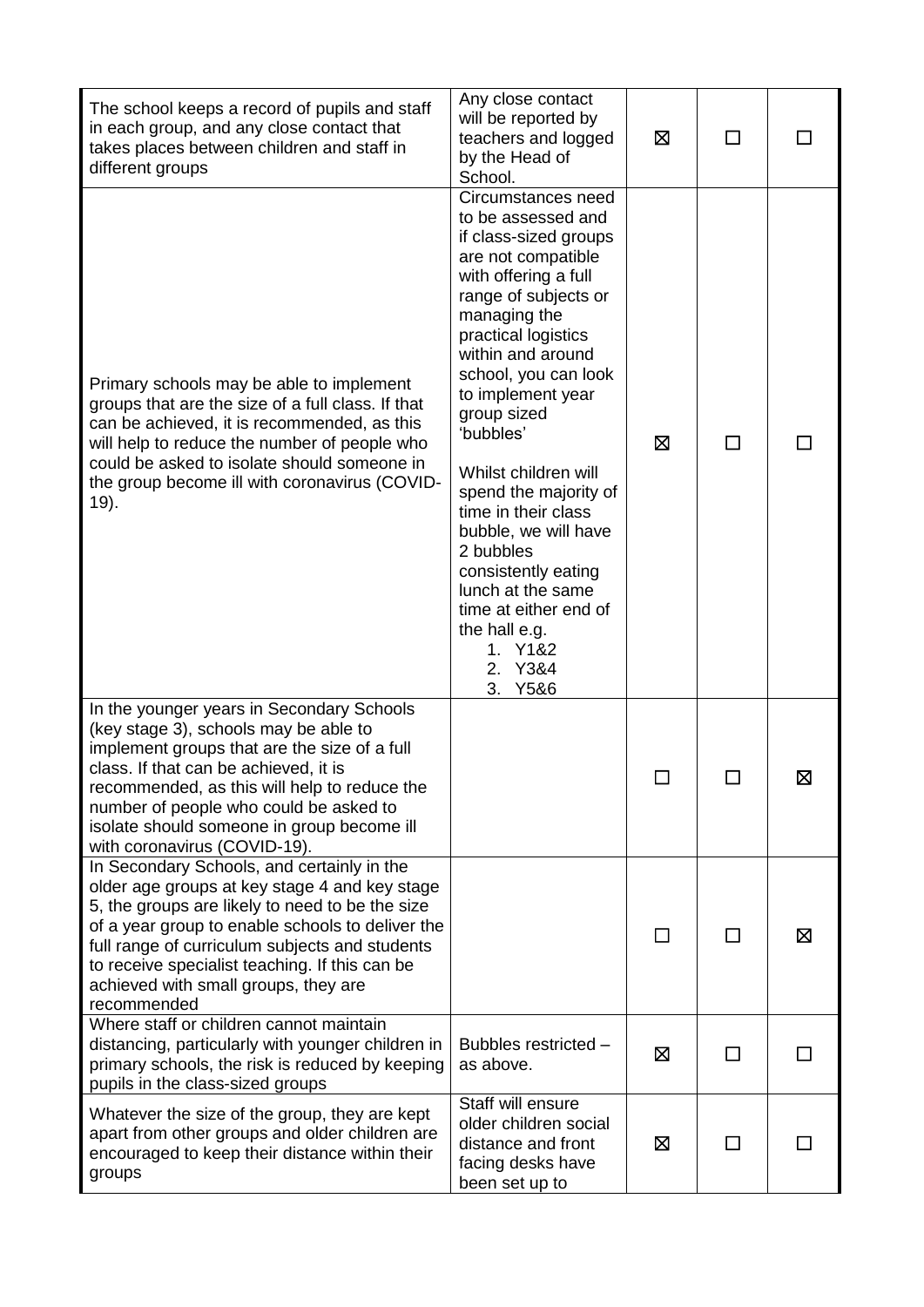| | | | | |
|---|---|---|---|---|
| The school keeps a record of pupils and staff in each group, and any close contact that takes places between children and staff in different groups | Any close contact will be reported by teachers and logged by the Head of School. | ☒ | ☐ | ☐ |
| Primary schools may be able to implement groups that are the size of a full class. If that can be achieved, it is recommended, as this will help to reduce the number of people who could be asked to isolate should someone in the group become ill with coronavirus (COVID-19). | Circumstances need to be assessed and if class-sized groups are not compatible with offering a full range of subjects or managing the practical logistics within and around school, you can look to implement year group sized 'bubbles'<br><br>Whilst children will spend the majority of time in their class bubble, we will have 2 bubbles consistently eating lunch at the same time at either end of the hall e.g.<br>1. Y1&2<br>2. Y3&4<br>3. Y5&6 | ☒ | ☐ | ☐ |
| In the younger years in Secondary Schools (key stage 3), schools may be able to implement groups that are the size of a full class. If that can be achieved, it is recommended, as this will help to reduce the number of people who could be asked to isolate should someone in group become ill with coronavirus (COVID-19). | | ☐ | ☐ | ☒ |
| In Secondary Schools, and certainly in the older age groups at key stage 4 and key stage 5, the groups are likely to need to be the size of a year group to enable schools to deliver the full range of curriculum subjects and students to receive specialist teaching. If this can be achieved with small groups, they are recommended | | ☐ | ☐ | ☒ |
| Where staff or children cannot maintain distancing, particularly with younger children in primary schools, the risk is reduced by keeping pupils in the class-sized groups | Bubbles restricted – as above. | ☒ | ☐ | ☐ |
| Whatever the size of the group, they are kept apart from other groups and older children are encouraged to keep their distance within their groups | Staff will ensure older children social distance and front facing desks have been set up to | ☒ | ☐ | ☐ |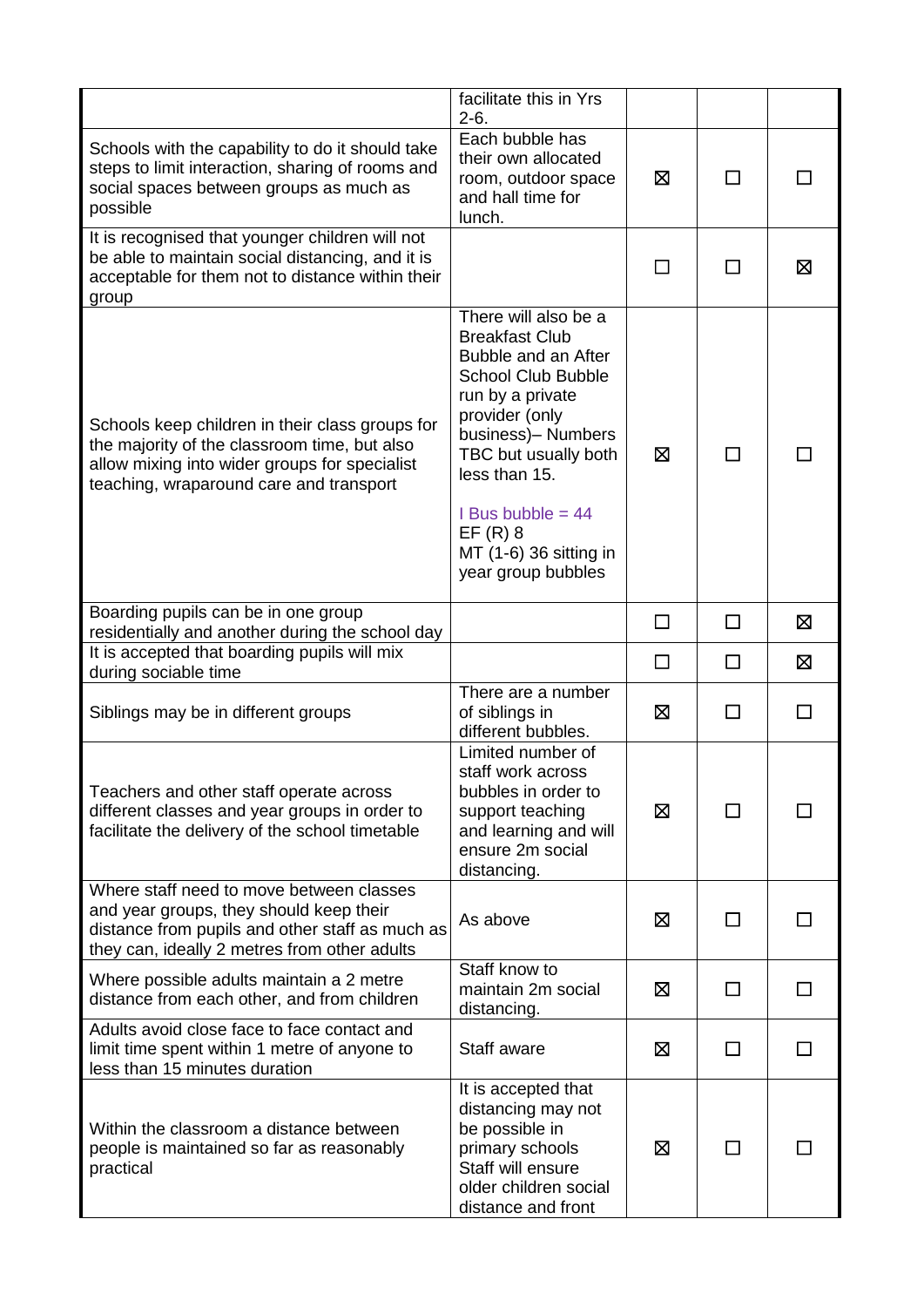| | | | | |
|---|---|---|---|---|
| | facilitate this in Yrs 2-6. | | | |
| Schools with the capability to do it should take steps to limit interaction, sharing of rooms and social spaces between groups as much as possible | Each bubble has their own allocated room, outdoor space and hall time for lunch. | ☒ | ☐ | ☐ |
| It is recognised that younger children will not be able to maintain social distancing, and it is acceptable for them not to distance within their group | | ☐ | ☐ | ☒ |
| Schools keep children in their class groups for the majority of the classroom time, but also allow mixing into wider groups for specialist teaching, wraparound care and transport | There will also be a Breakfast Club Bubble and an After School Club Bubble run by a private provider (only business)– Numbers TBC but usually both less than 15.<br><br>I Bus bubble = 44<br>EF (R) 8<br>MT (1-6) 36 sitting in year group bubbles | ☒ | ☐ | ☐ |
| Boarding pupils can be in one group residentially and another during the school day | | ☐ | ☐ | ☒ |
| It is accepted that boarding pupils will mix during sociable time | | ☐ | ☐ | ☒ |
| Siblings may be in different groups | There are a number of siblings in different bubbles. | ☒ | ☐ | ☐ |
| Teachers and other staff operate across different classes and year groups in order to facilitate the delivery of the school timetable | Limited number of staff work across bubbles in order to support teaching and learning and will ensure 2m social distancing. | ☒ | ☐ | ☐ |
| Where staff need to move between classes and year groups, they should keep their distance from pupils and other staff as much as they can, ideally 2 metres from other adults | As above | ☒ | ☐ | ☐ |
| Where possible adults maintain a 2 metre distance from each other, and from children | Staff know to maintain 2m social distancing. | ☒ | ☐ | ☐ |
| Adults avoid close face to face contact and limit time spent within 1 metre of anyone to less than 15 minutes duration | Staff aware | ☒ | ☐ | ☐ |
| Within the classroom a distance between people is maintained so far as reasonably practical | It is accepted that distancing may not be possible in primary schools Staff will ensure older children social distance and front | ☒ | ☐ | ☐ |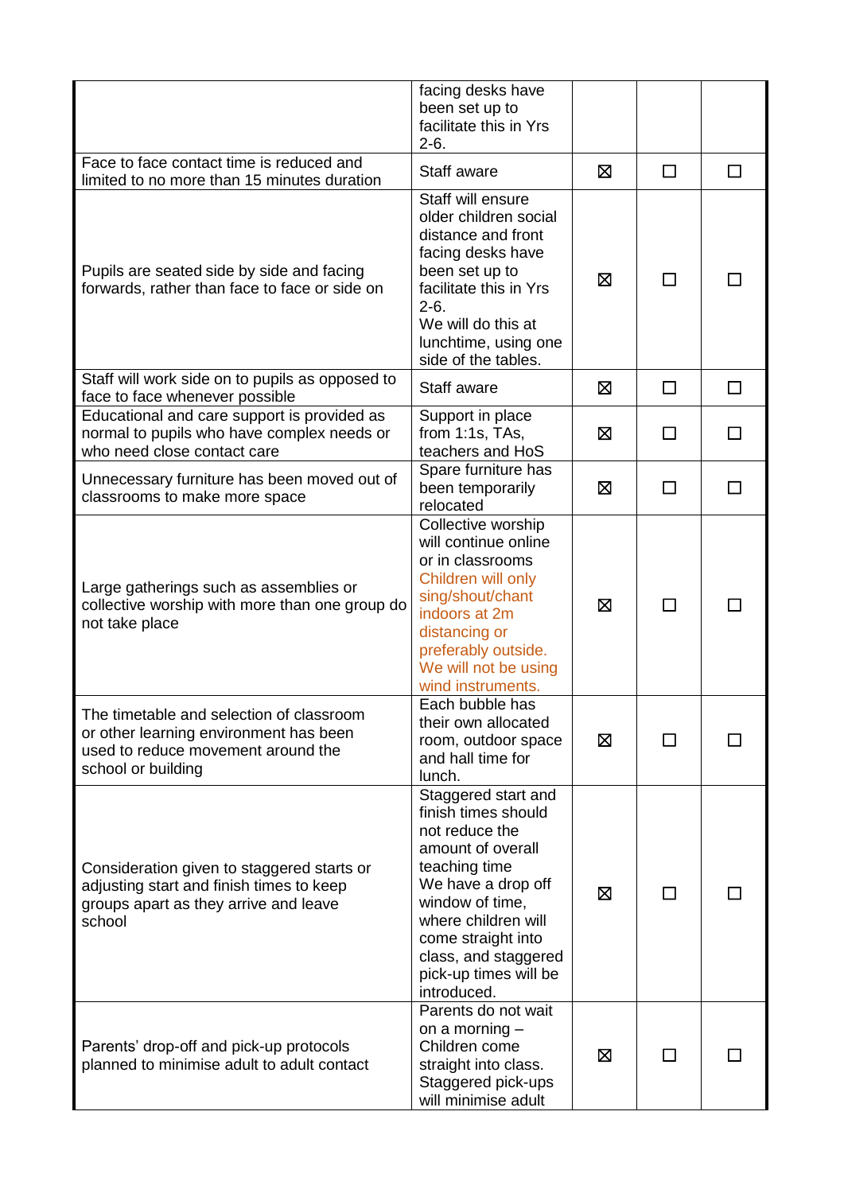| | | | | |
|---|---|---|---|---|
| | facing desks have been set up to facilitate this in Yrs 2-6. | | | |
| Face to face contact time is reduced and limited to no more than 15 minutes duration | Staff aware | ☒ | ☐ | ☐ |
| Pupils are seated side by side and facing forwards, rather than face to face or side on | Staff will ensure older children social distance and front facing desks have been set up to facilitate this in Yrs 2-6.<br>We will do this at lunchtime, using one side of the tables. | ☒ | ☐ | ☐ |
| Staff will work side on to pupils as opposed to face to face whenever possible | Staff aware | ☒ | ☐ | ☐ |
| Educational and care support is provided as normal to pupils who have complex needs or who need close contact care | Support in place from 1:1s, TAs, teachers and HoS | ☒ | ☐ | ☐ |
| Unnecessary furniture has been moved out of classrooms to make more space | Spare furniture has been temporarily relocated | ☒ | ☐ | ☐ |
| Large gatherings such as assemblies or collective worship with more than one group do not take place | Collective worship will continue online or in classrooms<br>Children will only sing/shout/chant indoors at 2m distancing or preferably outside.<br>We will not be using wind instruments. | ☒ | ☐ | ☐ |
| The timetable and selection of classroom or other learning environment has been used to reduce movement around the school or building | Each bubble has their own allocated room, outdoor space and hall time for lunch. | ☒ | ☐ | ☐ |
| Consideration given to staggered starts or adjusting start and finish times to keep groups apart as they arrive and leave school | Staggered start and finish times should not reduce the amount of overall teaching time<br>We have a drop off window of time, where children will come straight into class, and staggered pick-up times will be introduced. | ☒ | ☐ | ☐ |
| Parents' drop-off and pick-up protocols planned to minimise adult to adult contact | Parents do not wait on a morning – Children come straight into class. Staggered pick-ups will minimise adult | ☒ | ☐ | ☐ |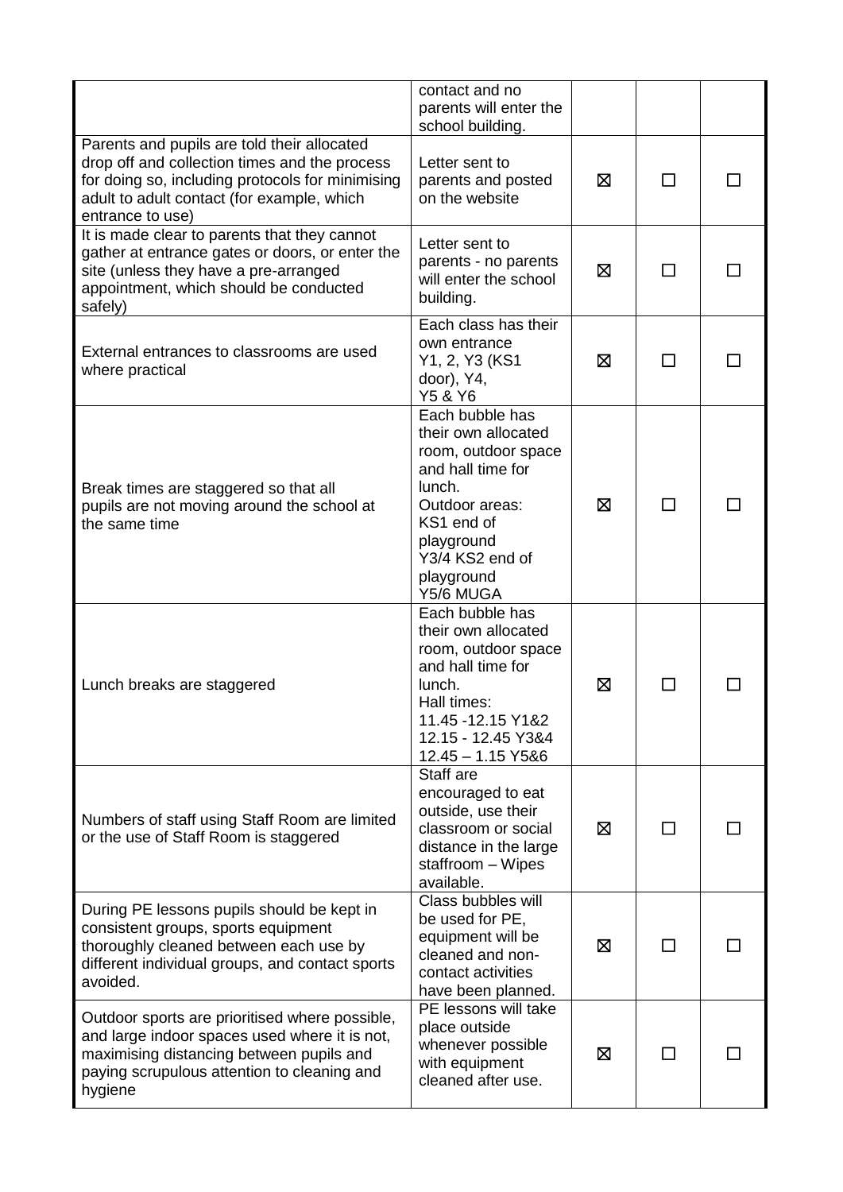| | | | | |
|---|---|---|---|---|
| | contact and no parents will enter the school building. | | | |
| Parents and pupils are told their allocated drop off and collection times and the process for doing so, including protocols for minimising adult to adult contact (for example, which entrance to use) | Letter sent to parents and posted on the website | ☒ | ☐ | ☐ |
| It is made clear to parents that they cannot gather at entrance gates or doors, or enter the site (unless they have a pre-arranged appointment, which should be conducted safely) | Letter sent to parents - no parents will enter the school building. | ☒ | ☐ | ☐ |
| External entrances to classrooms are used where practical | Each class has their own entrance Y1, 2, Y3 (KS1 door), Y4, Y5 & Y6 | ☒ | ☐ | ☐ |
| Break times are staggered so that all pupils are not moving around the school at the same time | Each bubble has their own allocated room, outdoor space and hall time for lunch. Outdoor areas: KS1 end of playground Y3/4 KS2 end of playground Y5/6 MUGA | ☒ | ☐ | ☐ |
| Lunch breaks are staggered | Each bubble has their own allocated room, outdoor space and hall time for lunch. Hall times: 11.45 -12.15 Y1&2 12.15 - 12.45 Y3&4 12.45 – 1.15 Y5&6 | ☒ | ☐ | ☐ |
| Numbers of staff using Staff Room are limited or the use of Staff Room is staggered | Staff are encouraged to eat outside, use their classroom or social distance in the large staffroom – Wipes available. | ☒ | ☐ | ☐ |
| During PE lessons pupils should be kept in consistent groups, sports equipment thoroughly cleaned between each use by different individual groups, and contact sports avoided. | Class bubbles will be used for PE, equipment will be cleaned and non-contact activities have been planned. | ☒ | ☐ | ☐ |
| Outdoor sports are prioritised where possible, and large indoor spaces used where it is not, maximising distancing between pupils and paying scrupulous attention to cleaning and hygiene | PE lessons will take place outside whenever possible with equipment cleaned after use. | ☒ | ☐ | ☐ |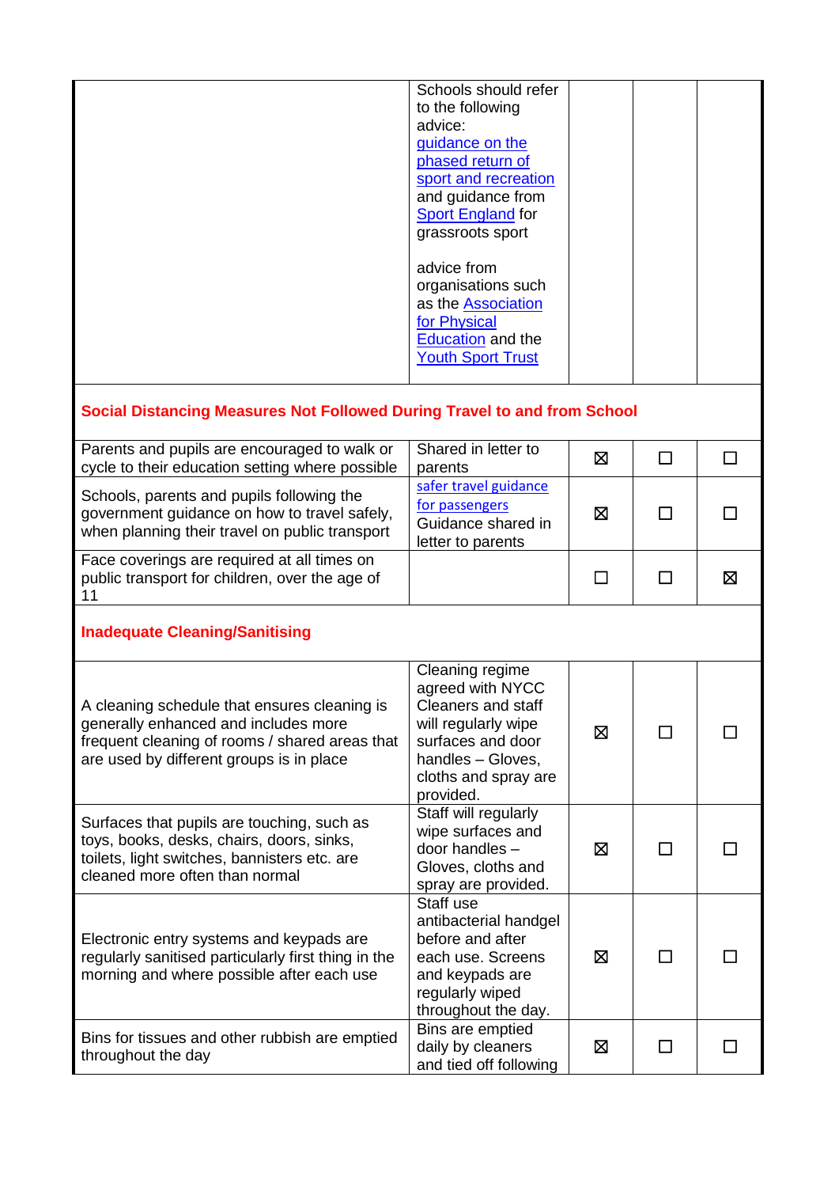| | | | | |
|---|---|---|---|---|
| | Schools should refer to the following advice: guidance on the phased return of sport and recreation and guidance from Sport England for grassroots sport<br><br>advice from organisations such as the Association for Physical Education and the Youth Sport Trust | | | |
| **Social Distancing Measures Not Followed During Travel to and from School** | | | | |
| Parents and pupils are encouraged to walk or cycle to their education setting where possible | Shared in letter to parents | ☒ | ☐ | ☐ |
| Schools, parents and pupils following the government guidance on how to travel safely, when planning their travel on public transport | safer travel guidance for passengers Guidance shared in letter to parents | ☒ | ☐ | ☐ |
| Face coverings are required at all times on public transport for children, over the age of 11 | | ☐ | ☐ | ☒ |
| **Inadequate Cleaning/Sanitising** | | | | |
| A cleaning schedule that ensures cleaning is generally enhanced and includes more frequent cleaning of rooms / shared areas that are used by different groups is in place | Cleaning regime agreed with NYCC Cleaners and staff will regularly wipe surfaces and door handles – Gloves, cloths and spray are provided. | ☒ | ☐ | ☐ |
| Surfaces that pupils are touching, such as toys, books, desks, chairs, doors, sinks, toilets, light switches, bannisters etc. are cleaned more often than normal | Staff will regularly wipe surfaces and door handles – Gloves, cloths and spray are provided. | ☒ | ☐ | ☐ |
| Electronic entry systems and keypads are regularly sanitised particularly first thing in the morning and where possible after each use | Staff use antibacterial handgel before and after each use. Screens and keypads are regularly wiped throughout the day. | ☒ | ☐ | ☐ |
| Bins for tissues and other rubbish are emptied throughout the day | Bins are emptied daily by cleaners and tied off following | ☒ | ☐ | ☐ |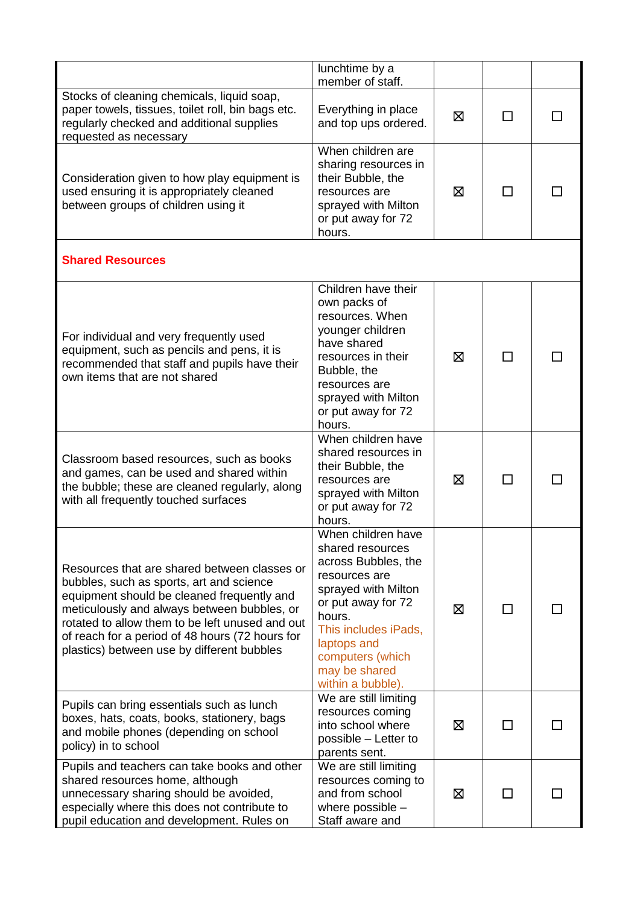| | | | | |
|---|---|---|---|---|
| | lunchtime by a member of staff. | | | |
| Stocks of cleaning chemicals, liquid soap, paper towels, tissues, toilet roll, bin bags etc. regularly checked and additional supplies requested as necessary | Everything in place and top ups ordered. | ☒ | ☐ | ☐ |
| Consideration given to how play equipment is used ensuring it is appropriately cleaned between groups of children using it | When children are sharing resources in their Bubble, the resources are sprayed with Milton or put away for 72 hours. | ☒ | ☐ | ☐ |
| **Shared Resources** | | | | |
| For individual and very frequently used equipment, such as pencils and pens, it is recommended that staff and pupils have their own items that are not shared | Children have their own packs of resources. When younger children have shared resources in their Bubble, the resources are sprayed with Milton or put away for 72 hours. | ☒ | ☐ | ☐ |
| Classroom based resources, such as books and games, can be used and shared within the bubble; these are cleaned regularly, along with all frequently touched surfaces | When children have shared resources in their Bubble, the resources are sprayed with Milton or put away for 72 hours. | ☒ | ☐ | ☐ |
| Resources that are shared between classes or bubbles, such as sports, art and science equipment should be cleaned frequently and meticulously and always between bubbles, or rotated to allow them to be left unused and out of reach for a period of 48 hours (72 hours for plastics) between use by different bubbles | When children have shared resources across Bubbles, the resources are sprayed with Milton or put away for 72 hours. This includes iPads, laptops and computers (which may be shared within a bubble). | ☒ | ☐ | ☐ |
| Pupils can bring essentials such as lunch boxes, hats, coats, books, stationery, bags and mobile phones (depending on school policy) in to school | We are still limiting resources coming into school where possible – Letter to parents sent. | ☒ | ☐ | ☐ |
| Pupils and teachers can take books and other shared resources home, although unnecessary sharing should be avoided, especially where this does not contribute to pupil education and development. Rules on | We are still limiting resources coming to and from school where possible – Staff aware and | ☒ | ☐ | ☐ |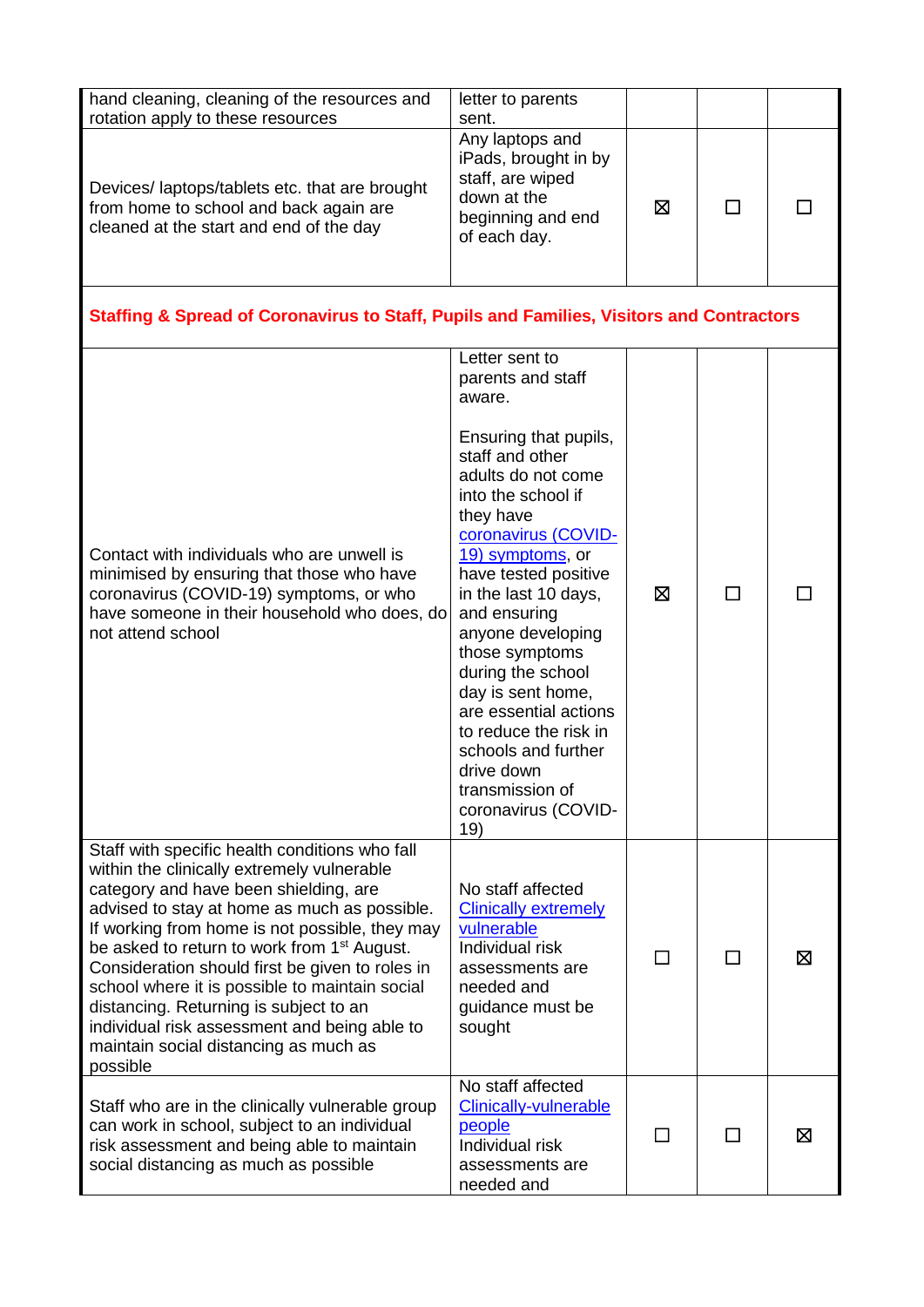| | | | | |
|---|---|---|---|---|
| hand cleaning, cleaning of the resources and rotation apply to these resources | letter to parents sent. | | | |
| Devices/ laptops/tablets etc. that are brought from home to school and back again are cleaned at the start and end of the day | Any laptops and iPads, brought in by staff, are wiped down at the beginning and end of each day. | ☒ | ☐ | ☐ |
| **Staffing & Spread of Coronavirus to Staff, Pupils and Families, Visitors and Contractors** | | | | |
| Contact with individuals who are unwell is minimised by ensuring that those who have coronavirus (COVID-19) symptoms, or who have someone in their household who does, do not attend school | Letter sent to parents and staff aware.<br><br>Ensuring that pupils, staff and other adults do not come into the school if they have coronavirus (COVID-19) symptoms, or have tested positive in the last 10 days, and ensuring anyone developing those symptoms during the school day is sent home, are essential actions to reduce the risk in schools and further drive down transmission of coronavirus (COVID-19) | ☒ | ☐ | ☐ |
| Staff with specific health conditions who fall within the clinically extremely vulnerable category and have been shielding, are advised to stay at home as much as possible. If working from home is not possible, they may be asked to return to work from 1st August. Consideration should first be given to roles in school where it is possible to maintain social distancing. Returning is subject to an individual risk assessment and being able to maintain social distancing as much as possible | No staff affected<br>Clinically extremely vulnerable<br>Individual risk assessments are needed and guidance must be sought | ☐ | ☐ | ☒ |
| Staff who are in the clinically vulnerable group can work in school, subject to an individual risk assessment and being able to maintain social distancing as much as possible | No staff affected<br>Clinically-vulnerable people<br>Individual risk assessments are needed and | ☐ | ☐ | ☒ |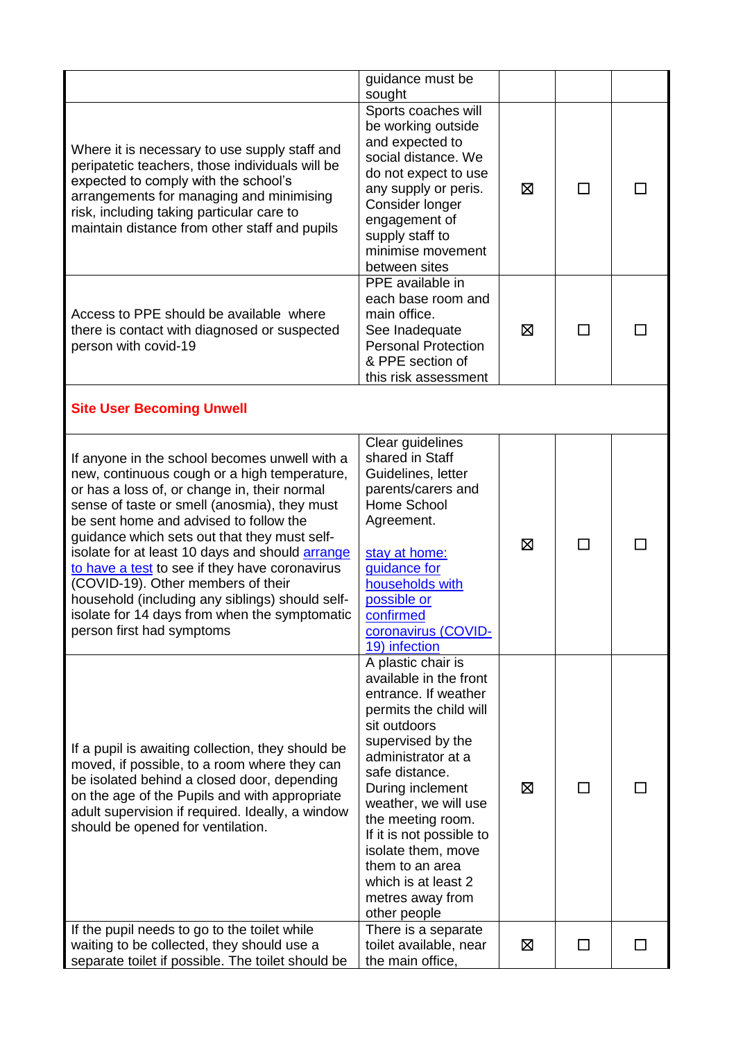| | | | | |
|---|---|---|---|---|
| | guidance must be sought | | | |
| Where it is necessary to use supply staff and peripatetic teachers, those individuals will be expected to comply with the school's arrangements for managing and minimising risk, including taking particular care to maintain distance from other staff and pupils | Sports coaches will be working outside and expected to social distance. We do not expect to use any supply or peris. Consider longer engagement of supply staff to minimise movement between sites | ☒ | ☐ | ☐ |
| Access to PPE should be available where there is contact with diagnosed or suspected person with covid-19 | PPE available in each base room and main office. See Inadequate Personal Protection & PPE section of this risk assessment | ☒ | ☐ | ☐ |
| **Site User Becoming Unwell** | | | | |
| If anyone in the school becomes unwell with a new, continuous cough or a high temperature, or has a loss of, or change in, their normal sense of taste or smell (anosmia), they must be sent home and advised to follow the guidance which sets out that they must self-isolate for at least 10 days and should arrange to have a test to see if they have coronavirus (COVID-19). Other members of their household (including any siblings) should self-isolate for 14 days from when the symptomatic person first had symptoms | Clear guidelines shared in Staff Guidelines, letter parents/carers and Home School Agreement.<br><br>stay at home: guidance for households with possible or confirmed coronavirus (COVID-19) infection | ☒ | ☐ | ☐ |
| If a pupil is awaiting collection, they should be moved, if possible, to a room where they can be isolated behind a closed door, depending on the age of the Pupils and with appropriate adult supervision if required. Ideally, a window should be opened for ventilation. | A plastic chair is available in the front entrance. If weather permits the child will sit outdoors supervised by the administrator at a safe distance. During inclement weather, we will use the meeting room. If it is not possible to isolate them, move them to an area which is at least 2 metres away from other people | ☒ | ☐ | ☐ |
| If the pupil needs to go to the toilet while waiting to be collected, they should use a separate toilet if possible. The toilet should be | There is a separate toilet available, near the main office, | ☒ | ☐ | ☐ |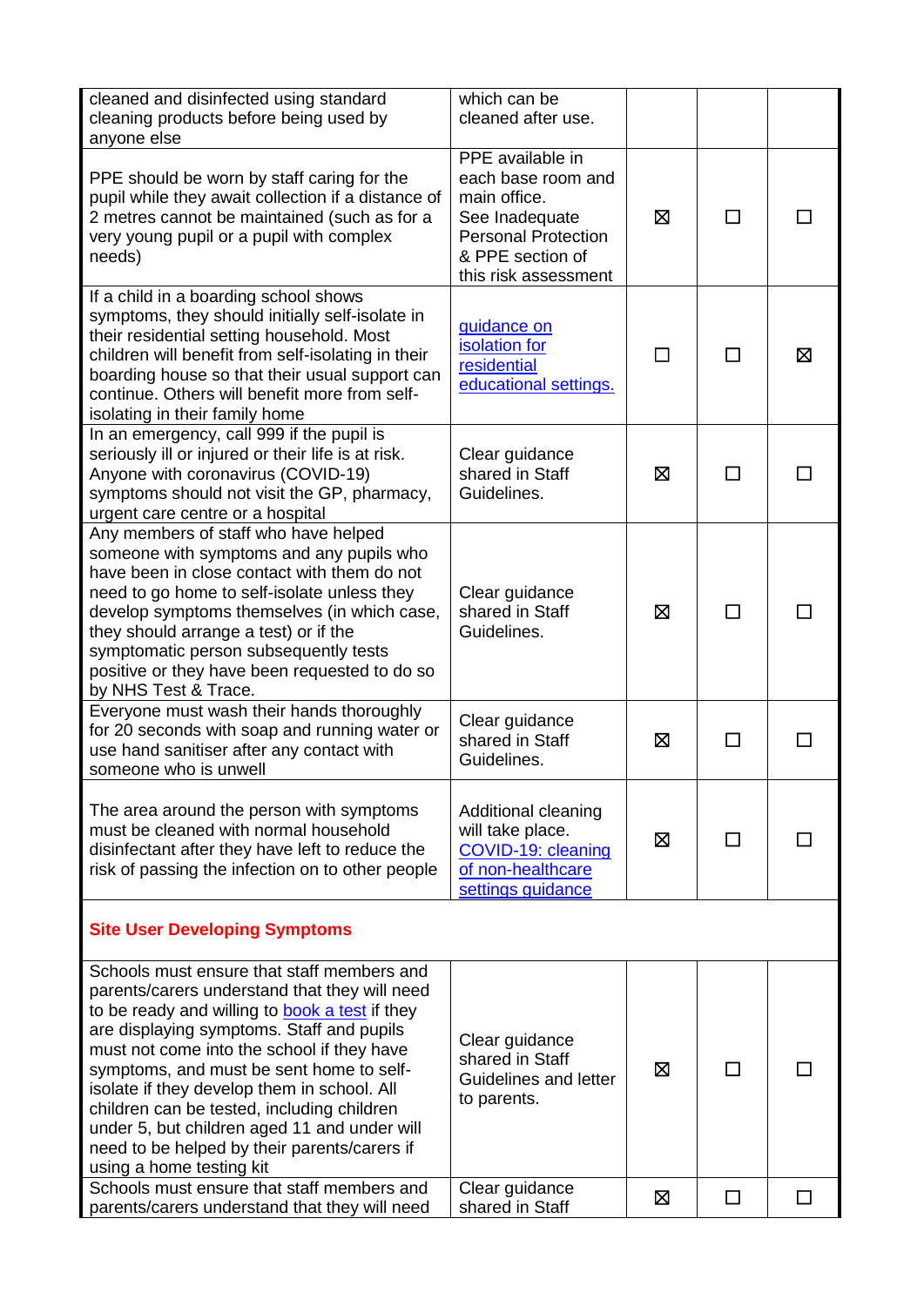| | | | | |
|---|---|---|---|---|
| cleaned and disinfected using standard cleaning products before being used by anyone else | which can be cleaned after use. | | | |
| PPE should be worn by staff caring for the pupil while they await collection if a distance of 2 metres cannot be maintained (such as for a very young pupil or a pupil with complex needs) | PPE available in each base room and main office. See Inadequate Personal Protection & PPE section of this risk assessment | ☒ | ☐ | ☐ |
| If a child in a boarding school shows symptoms, they should initially self-isolate in their residential setting household. Most children will benefit from self-isolating in their boarding house so that their usual support can continue. Others will benefit more from self-isolating in their family home | guidance on isolation for residential educational settings. | ☐ | ☐ | ☒ |
| In an emergency, call 999 if the pupil is seriously ill or injured or their life is at risk. Anyone with coronavirus (COVID-19) symptoms should not visit the GP, pharmacy, urgent care centre or a hospital | Clear guidance shared in Staff Guidelines. | ☒ | ☐ | ☐ |
| Any members of staff who have helped someone with symptoms and any pupils who have been in close contact with them do not need to go home to self-isolate unless they develop symptoms themselves (in which case, they should arrange a test) or if the symptomatic person subsequently tests positive or they have been requested to do so by NHS Test & Trace. | Clear guidance shared in Staff Guidelines. | ☒ | ☐ | ☐ |
| Everyone must wash their hands thoroughly for 20 seconds with soap and running water or use hand sanitiser after any contact with someone who is unwell | Clear guidance shared in Staff Guidelines. | ☒ | ☐ | ☐ |
| The area around the person with symptoms must be cleaned with normal household disinfectant after they have left to reduce the risk of passing the infection on to other people | Additional cleaning will take place. COVID-19: cleaning of non-healthcare settings guidance | ☒ | ☐ | ☐ |
| **Site User Developing Symptoms** | | | | |
| Schools must ensure that staff members and parents/carers understand that they will need to be ready and willing to book a test if they are displaying symptoms. Staff and pupils must not come into the school if they have symptoms, and must be sent home to self-isolate if they develop them in school. All children can be tested, including children under 5, but children aged 11 and under will need to be helped by their parents/carers if using a home testing kit | Clear guidance shared in Staff Guidelines and letter to parents. | ☒ | ☐ | ☐ |
| Schools must ensure that staff members and parents/carers understand that they will need | Clear guidance shared in Staff | ☒ | ☐ | ☐ |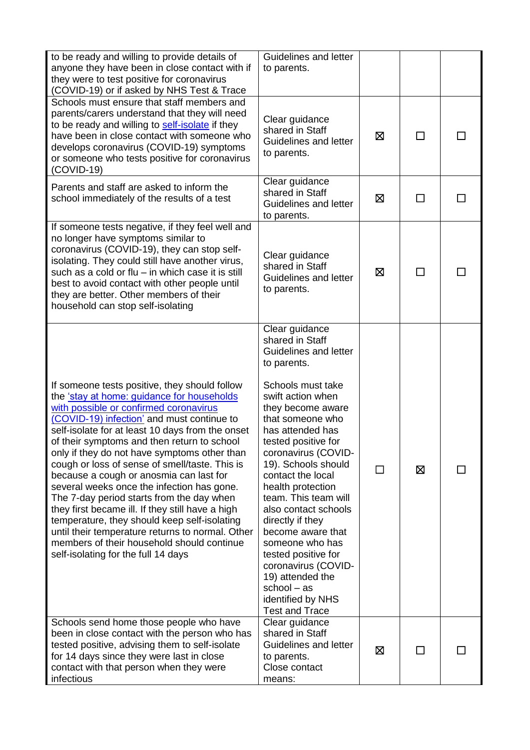| | | | | |
|---|---|---|---|---|
| to be ready and willing to provide details of anyone they have been in close contact with if they were to test positive for coronavirus (COVID-19) or if asked by NHS Test & Trace | Guidelines and letter to parents. | | | |
| Schools must ensure that staff members and parents/carers understand that they will need to be ready and willing to self-isolate if they have been in close contact with someone who develops coronavirus (COVID-19) symptoms or someone who tests positive for coronavirus (COVID-19) | Clear guidance shared in Staff Guidelines and letter to parents. | ☒ | ☐ | ☐ |
| Parents and staff are asked to inform the school immediately of the results of a test | Clear guidance shared in Staff Guidelines and letter to parents. | ☒ | ☐ | ☐ |
| If someone tests negative, if they feel well and no longer have symptoms similar to coronavirus (COVID-19), they can stop self-isolating. They could still have another virus, such as a cold or flu – in which case it is still best to avoid contact with other people until they are better. Other members of their household can stop self-isolating | Clear guidance shared in Staff Guidelines and letter to parents. | ☒ | ☐ | ☐ |
| If someone tests positive, they should follow the 'stay at home: guidance for households with possible or confirmed coronavirus (COVID-19) infection' and must continue to self-isolate for at least 10 days from the onset of their symptoms and then return to school only if they do not have symptoms other than cough or loss of sense of smell/taste. This is because a cough or anosmia can last for several weeks once the infection has gone. The 7-day period starts from the day when they first became ill. If they still have a high temperature, they should keep self-isolating until their temperature returns to normal. Other members of their household should continue self-isolating for the full 14 days | Clear guidance shared in Staff Guidelines and letter to parents.<br><br>Schools must take swift action when they become aware that someone who has attended has tested positive for coronavirus (COVID-19). Schools should contact the local health protection team. This team will also contact schools directly if they become aware that someone who has tested positive for coronavirus (COVID-19) attended the school – as identified by NHS Test and Trace | ☐ | ☒ | ☐ |
| Schools send home those people who have been in close contact with the person who has tested positive, advising them to self-isolate for 14 days since they were last in close contact with that person when they were infectious | Clear guidance shared in Staff Guidelines and letter to parents.<br>Close contact means: | ☒ | ☐ | ☐ |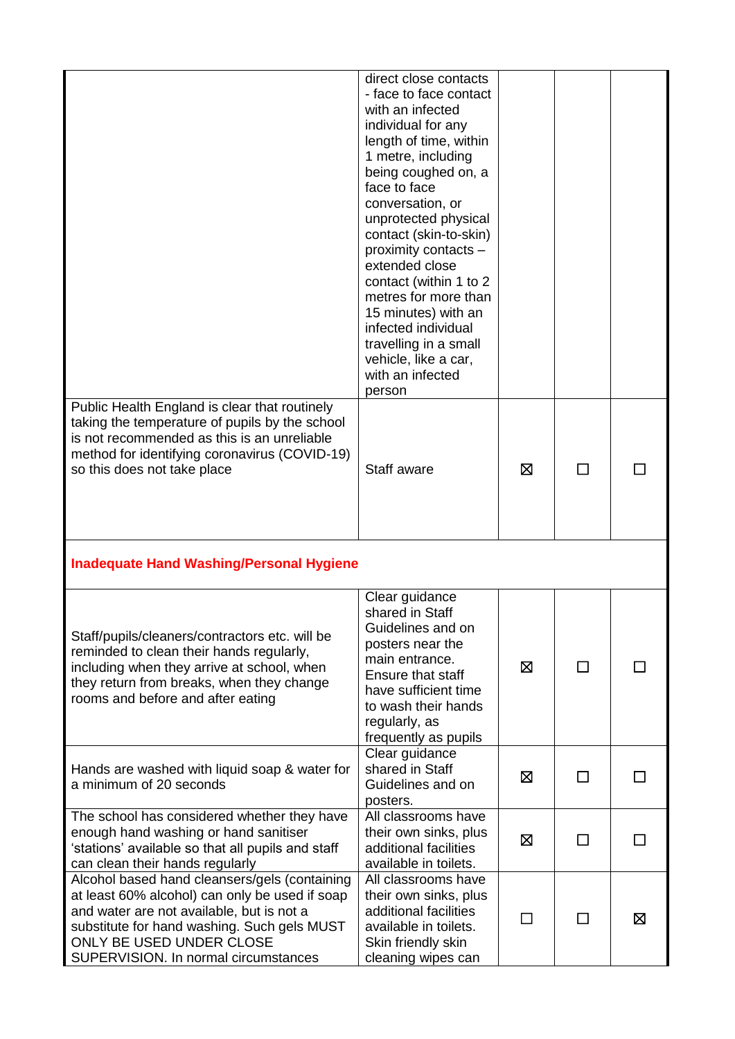| | | | | |
|---|---|---|---|---|
| | direct close contacts - face to face contact with an infected individual for any length of time, within 1 metre, including being coughed on, a face to face conversation, or unprotected physical contact (skin-to-skin) proximity contacts – extended close contact (within 1 to 2 metres for more than 15 minutes) with an infected individual travelling in a small vehicle, like a car, with an infected person | | | |
| Public Health England is clear that routinely taking the temperature of pupils by the school is not recommended as this is an unreliable method for identifying coronavirus (COVID-19) so this does not take place | Staff aware | ☒ | ☐ | ☐ |
| **Inadequate Hand Washing/Personal Hygiene** | | | | |
| Staff/pupils/cleaners/contractors etc. will be reminded to clean their hands regularly, including when they arrive at school, when they return from breaks, when they change rooms and before and after eating | Clear guidance shared in Staff Guidelines and on posters near the main entrance. Ensure that staff have sufficient time to wash their hands regularly, as frequently as pupils | ☒ | ☐ | ☐ |
| Hands are washed with liquid soap & water for a minimum of 20 seconds | Clear guidance shared in Staff Guidelines and on posters. | ☒ | ☐ | ☐ |
| The school has considered whether they have enough hand washing or hand sanitiser 'stations' available so that all pupils and staff can clean their hands regularly | All classrooms have their own sinks, plus additional facilities available in toilets. | ☒ | ☐ | ☐ |
| Alcohol based hand cleansers/gels (containing at least 60% alcohol) can only be used if soap and water are not available, but is not a substitute for hand washing. Such gels MUST ONLY BE USED UNDER CLOSE SUPERVISION. In normal circumstances | All classrooms have their own sinks, plus additional facilities available in toilets. Skin friendly skin cleaning wipes can | ☐ | ☐ | ☒ |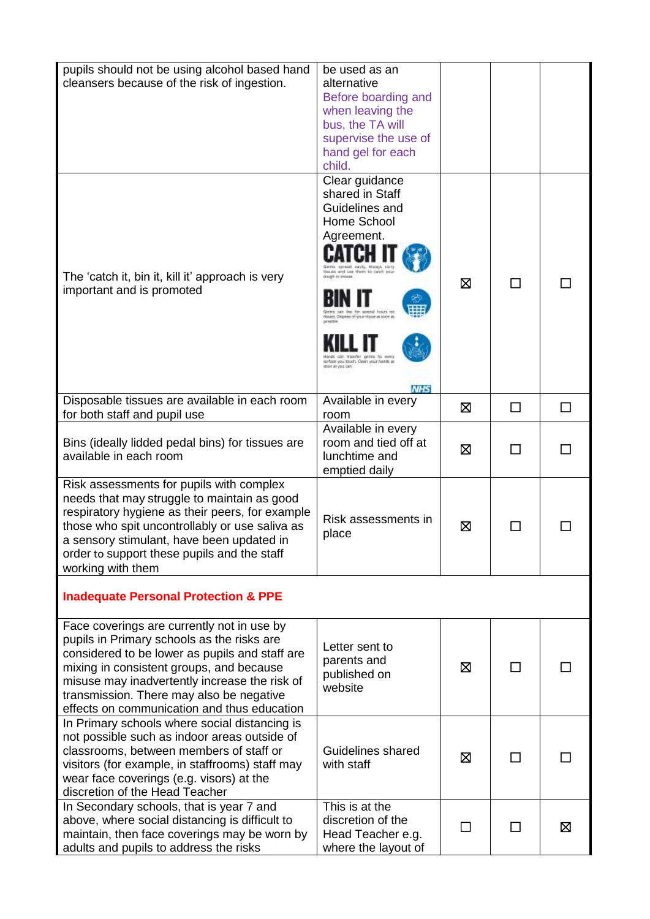| | | | | |
|---|---|---|---|---|
| pupils should not be using alcohol based hand cleansers because of the risk of ingestion. | be used as an alternative Before boarding and when leaving the bus, the TA will supervise the use of hand gel for each child. | | | |
| The 'catch it, bin it, kill it' approach is very important and is promoted | Clear guidance shared in Staff Guidelines and Home School Agreement. CATCH IT Germs spread easily. Always carry tissues and use them to catch your cough or sneeze. BIN IT Germs can live for several hours on tissues. Dispose of your tissue as soon as possible. KILL IT Hands can transfer germs to every surface you touch. Clean your hands as soon as you can. NHS | ☒ | ☐ | ☐ |
| Disposable tissues are available in each room for both staff and pupil use | Available in every room | ☒ | ☐ | ☐ |
| Bins (ideally lidded pedal bins) for tissues are available in each room | Available in every room and tied off at lunchtime and emptied daily | ☒ | ☐ | ☐ |
| Risk assessments for pupils with complex needs that may struggle to maintain as good respiratory hygiene as their peers, for example those who spit uncontrollably or use saliva as a sensory stimulant, have been updated in order to support these pupils and the staff working with them | Risk assessments in place | ☒ | ☐ | ☐ |
| **Inadequate Personal Protection & PPE** | | | | |
| Face coverings are currently not in use by pupils in Primary schools as the risks are considered to be lower as pupils and staff are mixing in consistent groups, and because misuse may inadvertently increase the risk of transmission. There may also be negative effects on communication and thus education | Letter sent to parents and published on website | ☒ | ☐ | ☐ |
| In Primary schools where social distancing is not possible such as indoor areas outside of classrooms, between members of staff or visitors (for example, in staffrooms) staff may wear face coverings (e.g. visors) at the discretion of the Head Teacher | Guidelines shared with staff | ☒ | ☐ | ☐ |
| In Secondary schools, that is year 7 and above, where social distancing is difficult to maintain, then face coverings may be worn by adults and pupils to address the risks | This is at the discretion of the Head Teacher e.g. where the layout of | ☐ | ☐ | ☒ |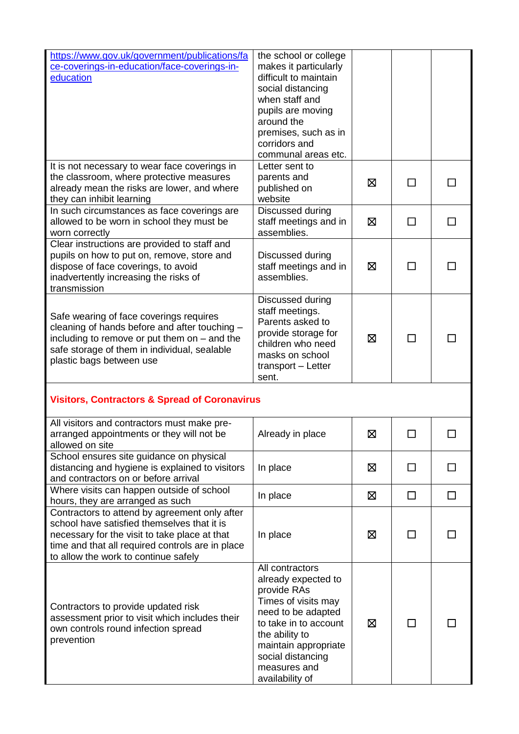| | | | | |
|---|---|---|---|---|
| https://www.gov.uk/government/publications/face-coverings-in-education/face-coverings-in-education | the school or college makes it particularly difficult to maintain social distancing when staff and pupils are moving around the premises, such as in corridors and communal areas etc. | | | |
| It is not necessary to wear face coverings in the classroom, where protective measures already mean the risks are lower, and where they can inhibit learning | Letter sent to parents and published on website | ☒ | ☐ | ☐ |
| In such circumstances as face coverings are allowed to be worn in school they must be worn correctly | Discussed during staff meetings and in assemblies. | ☒ | ☐ | ☐ |
| Clear instructions are provided to staff and pupils on how to put on, remove, store and dispose of face coverings, to avoid inadvertently increasing the risks of transmission | Discussed during staff meetings and in assemblies. | ☒ | ☐ | ☐ |
| Safe wearing of face coverings requires cleaning of hands before and after touching – including to remove or put them on – and the safe storage of them in individual, sealable plastic bags between use | Discussed during staff meetings. Parents asked to provide storage for children who need masks on school transport – Letter sent. | ☒ | ☐ | ☐ |
| **Visitors, Contractors & Spread of Coronavirus** | | | | |
| All visitors and contractors must make pre-arranged appointments or they will not be allowed on site | Already in place | ☒ | ☐ | ☐ |
| School ensures site guidance on physical distancing and hygiene is explained to visitors and contractors on or before arrival | In place | ☒ | ☐ | ☐ |
| Where visits can happen outside of school hours, they are arranged as such | In place | ☒ | ☐ | ☐ |
| Contractors to attend by agreement only after school have satisfied themselves that it is necessary for the visit to take place at that time and that all required controls are in place to allow the work to continue safely | In place | ☒ | ☐ | ☐ |
| Contractors to provide updated risk assessment prior to visit which includes their own controls round infection spread prevention | All contractors already expected to provide RAs Times of visits may need to be adapted to take in to account the ability to maintain appropriate social distancing measures and availability of | ☒ | ☐ | ☐ |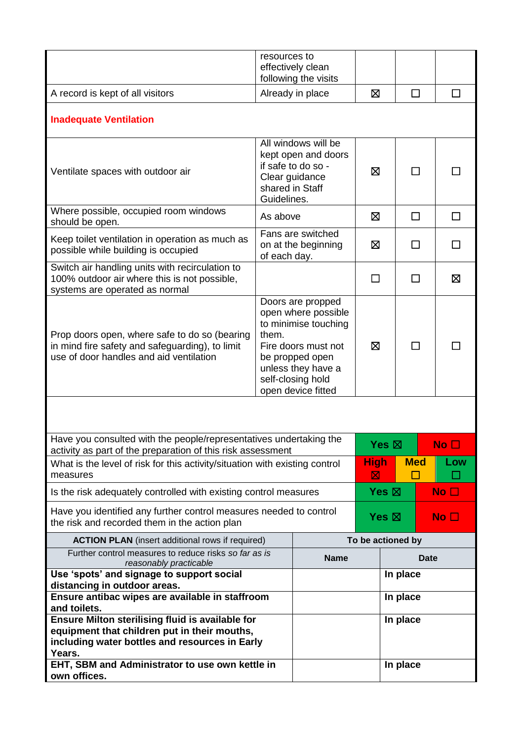| | | | | |
|---|---|---|---|---|
| | resources to effectively clean following the visits | | | |
| A record is kept of all visitors | Already in place | ☒ | ☐ | ☐ |
| **Inadequate Ventilation** | | | | |
| Ventilate spaces with outdoor air | All windows will be kept open and doors if safe to do so - Clear guidance shared in Staff Guidelines. | ☒ | ☐ | ☐ |
| Where possible, occupied room windows should be open. | As above | ☒ | ☐ | ☐ |
| Keep toilet ventilation in operation as much as possible while building is occupied | Fans are switched on at the beginning of each day. | ☒ | ☐ | ☐ |
| Switch air handling units with recirculation to 100% outdoor air where this is not possible, systems are operated as normal | | ☐ | ☐ | ☒ |
| Prop doors open, where safe to do so (bearing in mind fire safety and safeguarding), to limit use of door handles and aid ventilation | Doors are propped open where possible to minimise touching them. Fire doors must not be propped open unless they have a self-closing hold open device fitted | ☒ | ☐ | ☐ |

| | | | |
|---|---|---|---|
| Have you consulted with the people/representatives undertaking the activity as part of the preparation of this risk assessment | **Yes** ☒ | | **No** ☐ |
| What is the level of risk for this activity/situation with existing control measures | **High** ☒ | **Med** ☐ | **Low** ☐ |
| Is the risk adequately controlled with existing control measures | **Yes** ☒ | | **No** ☐ |
| Have you identified any further control measures needed to control the risk and recorded them in the action plan | **Yes** ☒ | | **No** ☐ |

| **ACTION PLAN** (insert additional rows if required) | To be actioned by | |
|---|---|---|
| Further control measures to reduce risks *so far as is reasonably practicable* | **Name** | **Date** |
| **Use 'spots' and signage to support social distancing in outdoor areas.** | | **In place** |
| **Ensure antibac wipes are available in staffroom and toilets.** | | **In place** |
| **Ensure Milton sterilising fluid is available for equipment that children put in their mouths, including water bottles and resources in Early Years.** | | **In place** |
| **EHT, SBM and Administrator to use own kettle in own offices.** | | **In place** |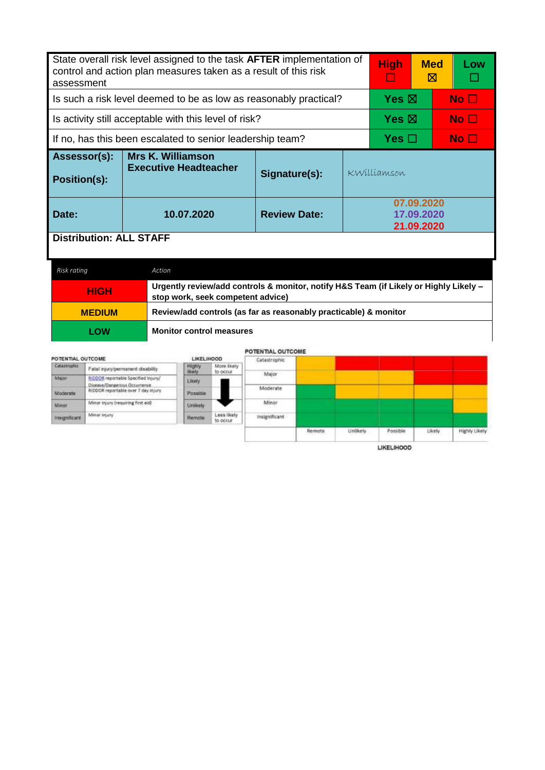| | | | |
|---|---|---|---|
| State overall risk level assigned to the task **AFTER** implementation of control and action plan measures taken as a result of this risk assessment | **High** ☐ | **Med** ☒ | **Low** ☐ |
| Is such a risk level deemed to be as low as reasonably practical? | **Yes** ☒ | | **No** ☐ |
| Is activity still acceptable with this level of risk? | **Yes** ☒ | | **No** ☐ |
| If no, has this been escalated to senior leadership team? | **Yes** ☐ | | **No** ☐ |

| | | | |
|---|---|---|---|
| **Assessor(s):** **Position(s):** | **Mrs K. Williamson** **Executive Headteacher** | **Signature(s):** | KWilliamson |
| **Date:** | **10.07.2020** | **Review Date:** | **07.09.2020** **17.09.2020** **21.09.2020** |

**Distribution: ALL STAFF**

| *Risk rating* | *Action* |
|---|---|
| **HIGH** | **Urgently review/add controls & monitor, notify H&S Team (if Likely or Highly Likely – stop work, seek competent advice)** |
| **MEDIUM** | **Review/add controls (as far as reasonably practicable) & monitor** |
| **LOW** | **Monitor control measures** |

| POTENTIAL OUTCOME | |
|---|---|
| Catastrophic | Fatal injury/permanent disability |
| Major | RIDDOR reportable Specified Injury/ Disease/Dangerous Occurrence |
| Moderate | RIDDOR reportable over 7 day injury |
| Minor | Minor injury (requiring first aid) |
| Insignificant | Minor injury |

| LIKELIHOOD | |
|---|---|
| Highly likely | More likely to occur |
| Likely | |
| Possible | |
| Unlikely | |
| Remote | Less likely to occur |

| POTENTIAL OUTCOME | Remote | Unlikely | Possible | Likely | Highly Likely |
|---|---|---|---|---|---|
| Catastrophic | Medium | High | High | High | High |
| Major | Medium | Medium | Medium | High | High |
| Moderate | Low | Medium | Medium | Medium | Medium |
| Minor | Low | Low | Low | Low | Medium |
| Insignificant | Low | Low | Low | Low | Low |

LIKELIHOOD